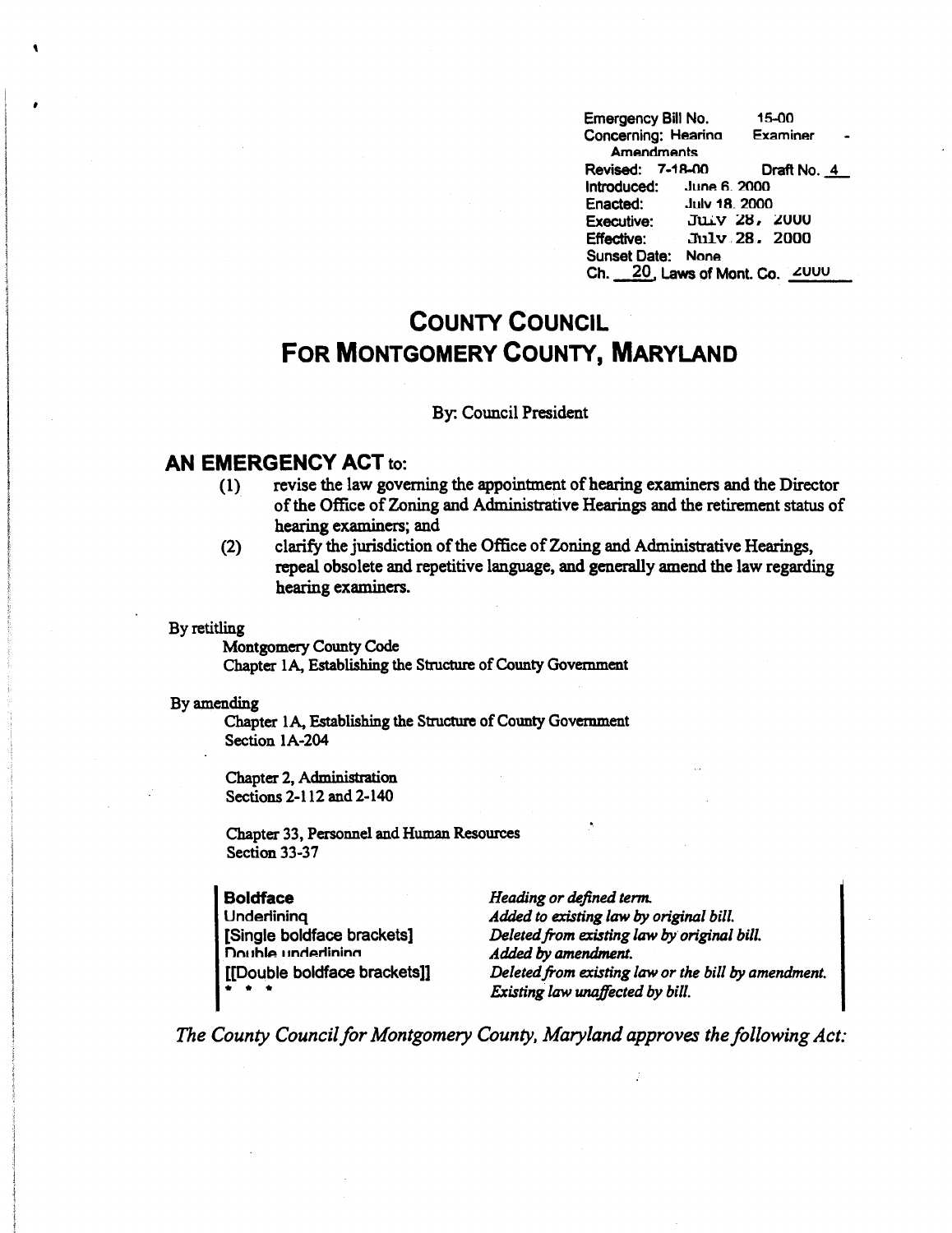Emergency Bill No. 15-00
Concerning: Hearing Examiner - Amendments
Revised: 7-18-00 Draft No. 4
Introduced: June 6, 2000
Enacted: July 18, 2000
Executive: July 28, 2000
Effective: July 28, 2000
Sunset Date: None
Ch. 20, Laws of Mont. Co. 2000

# COUNTY COUNCIL FOR MONTGOMERY COUNTY, MARYLAND

By: Council President

## AN EMERGENCY ACT to:

(1) revise the law governing the appointment of hearing examiners and the Director of the Office of Zoning and Administrative Hearings and the retirement status of hearing examiners; and

(2) clarify the jurisdiction of the Office of Zoning and Administrative Hearings, repeal obsolete and repetitive language, and generally amend the law regarding hearing examiners.

By retitling
Montgomery County Code
Chapter 1A, Establishing the Structure of County Government

By amending
Chapter 1A, Establishing the Structure of County Government
Section 1A-204

Chapter 2, Administration
Sections 2-112 and 2-140

Chapter 33, Personnel and Human Resources
Section 33-37

| | |
|---|---|
| **Boldface** | *Heading or defined term.* |
| Underlining | *Added to existing law by original bill.* |
| **[Single boldface brackets]** | *Deleted from existing law by original bill.* |
| Double underlining | *Added by amendment.* |
| **[[Double boldface brackets]]** | *Deleted from existing law or the bill by amendment.* |
| * * * | *Existing law unaffected by bill.* |

*The County Council for Montgomery County, Maryland approves the following Act:*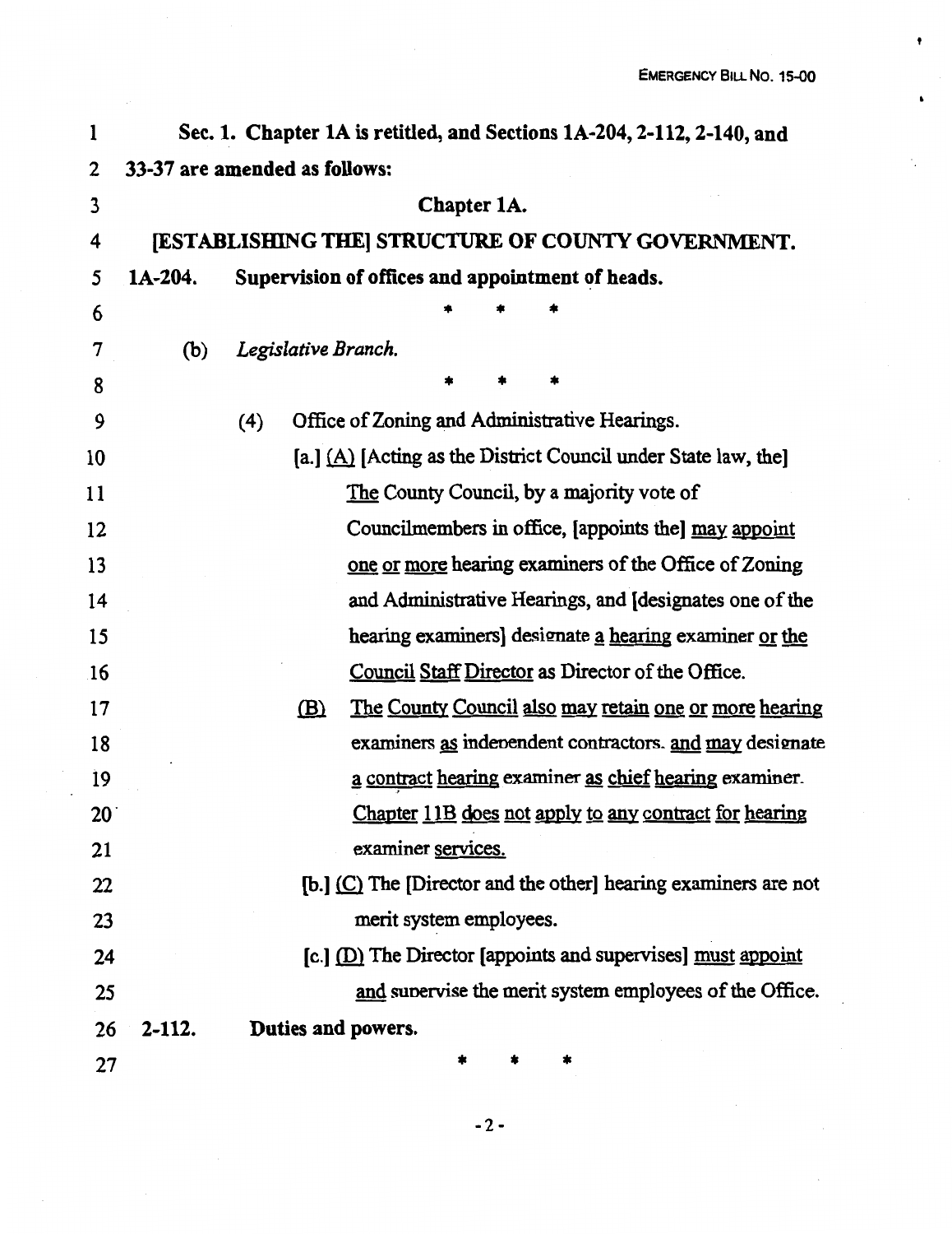**Sec. 1. Chapter 1A is retitled, and Sections 1A-204, 2-112, 2-140, and 33-37 are amended as follows:**

**Chapter 1A.**

**[ESTABLISHING THE] STRUCTURE OF COUNTY GOVERNMENT.**

**1A-204. Supervision of offices and appointment of heads.**

\* \* \*

(b) *Legislative Branch.*

\* \* \*

(4) Office of Zoning and Administrative Hearings.

[a.] <u>(A)</u> [Acting as the District Council under State law, the] <u>The</u> County Council, by a majority vote of Councilmembers in office, [appoints the] <u>may appoint one or more</u> hearing examiners of the Office of Zoning and Administrative Hearings, and [designates one of the hearing examiners] <u>designate a hearing</u> examiner <u>or the Council Staff Director</u> as Director of the Office.

<u>(B) The County Council also may retain one or more hearing examiners as independent contractors, and may designate a contract hearing examiner as chief hearing examiner. Chapter 11B does not apply to any contract for hearing examiner services.</u>

[b.] <u>(C)</u> The [Director and the other] hearing examiners are not merit system employees.

[c.] <u>(D)</u> The Director [appoints and supervises] <u>must appoint and</u> supervise the merit system employees of the Office.

**2-112. Duties and powers.**

\* \* \*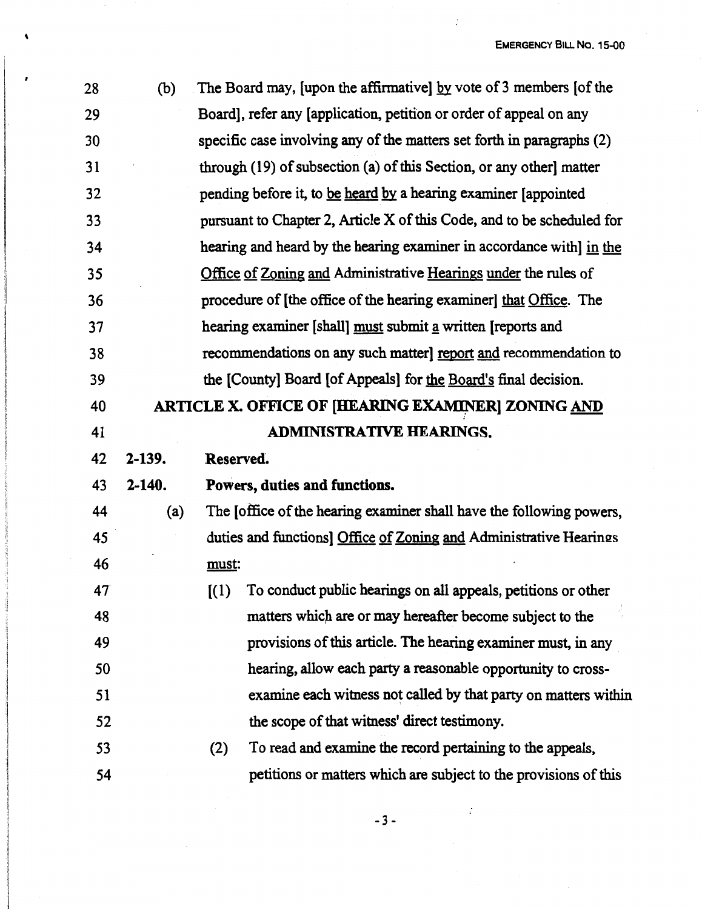28 (b) The Board may, [upon the affirmative] by vote of 3 members [of the
29 Board], refer any [application, petition or order of appeal on any
30 specific case involving any of the matters set forth in paragraphs (2)
31 through (19) of subsection (a) of this Section, or any other] matter
32 pending before it, to be heard by a hearing examiner [appointed
33 pursuant to Chapter 2, Article X of this Code, and to be scheduled for
34 hearing and heard by the hearing examiner in accordance with] in the
35 Office of Zoning and Administrative Hearings under the rules of
36 procedure of [the office of the hearing examiner] that Office. The
37 hearing examiner [shall] must submit a written [reports and
38 recommendations on any such matter] report and recommendation to
39 the [County] Board [of Appeals] for the Board's final decision.

40 **ARTICLE X. OFFICE OF [HEARING EXAMINER] ZONING AND**
41 **ADMINISTRATIVE HEARINGS.**

42 **2-139. Reserved.**

43 **2-140. Powers, duties and functions.**

44 (a) The [office of the hearing examiner shall have the following powers,
45 duties and functions] Office of Zoning and Administrative Hearings
46 must:

47 [(1) To conduct public hearings on all appeals, petitions or other
48 matters which are or may hereafter become subject to the
49 provisions of this article. The hearing examiner must, in any
50 hearing, allow each party a reasonable opportunity to cross-
51 examine each witness not called by that party on matters within
52 the scope of that witness' direct testimony.

53 (2) To read and examine the record pertaining to the appeals,
54 petitions or matters which are subject to the provisions of this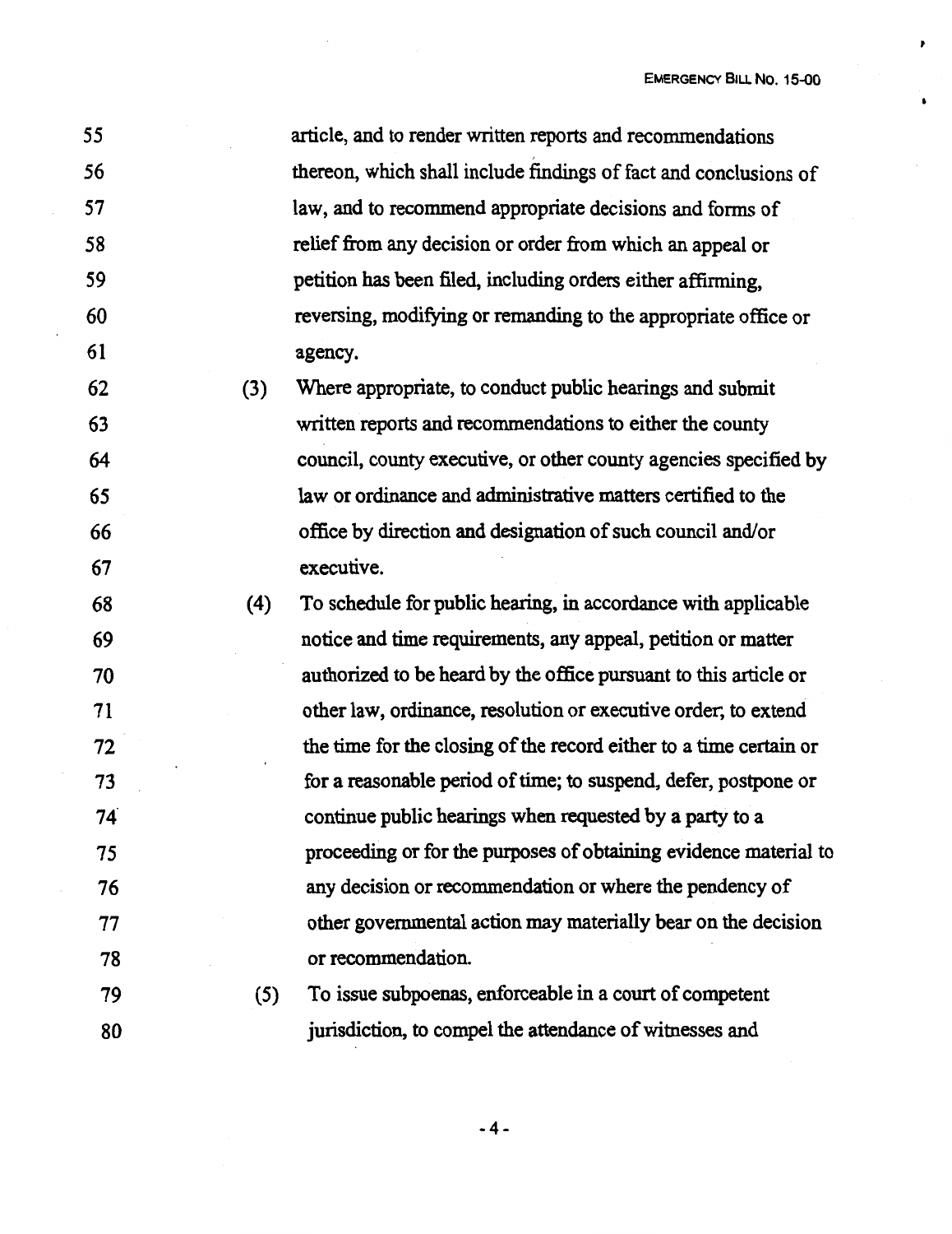article, and to render written reports and recommendations thereon, which shall include findings of fact and conclusions of law, and to recommend appropriate decisions and forms of relief from any decision or order from which an appeal or petition has been filed, including orders either affirming, reversing, modifying or remanding to the appropriate office or agency.

(3) Where appropriate, to conduct public hearings and submit written reports and recommendations to either the county council, county executive, or other county agencies specified by law or ordinance and administrative matters certified to the office by direction and designation of such council and/or executive.

(4) To schedule for public hearing, in accordance with applicable notice and time requirements, any appeal, petition or matter authorized to be heard by the office pursuant to this article or other law, ordinance, resolution or executive order; to extend the time for the closing of the record either to a time certain or for a reasonable period of time; to suspend, defer, postpone or continue public hearings when requested by a party to a proceeding or for the purposes of obtaining evidence material to any decision or recommendation or where the pendency of other governmental action may materially bear on the decision or recommendation.

(5) To issue subpoenas, enforceable in a court of competent jurisdiction, to compel the attendance of witnesses and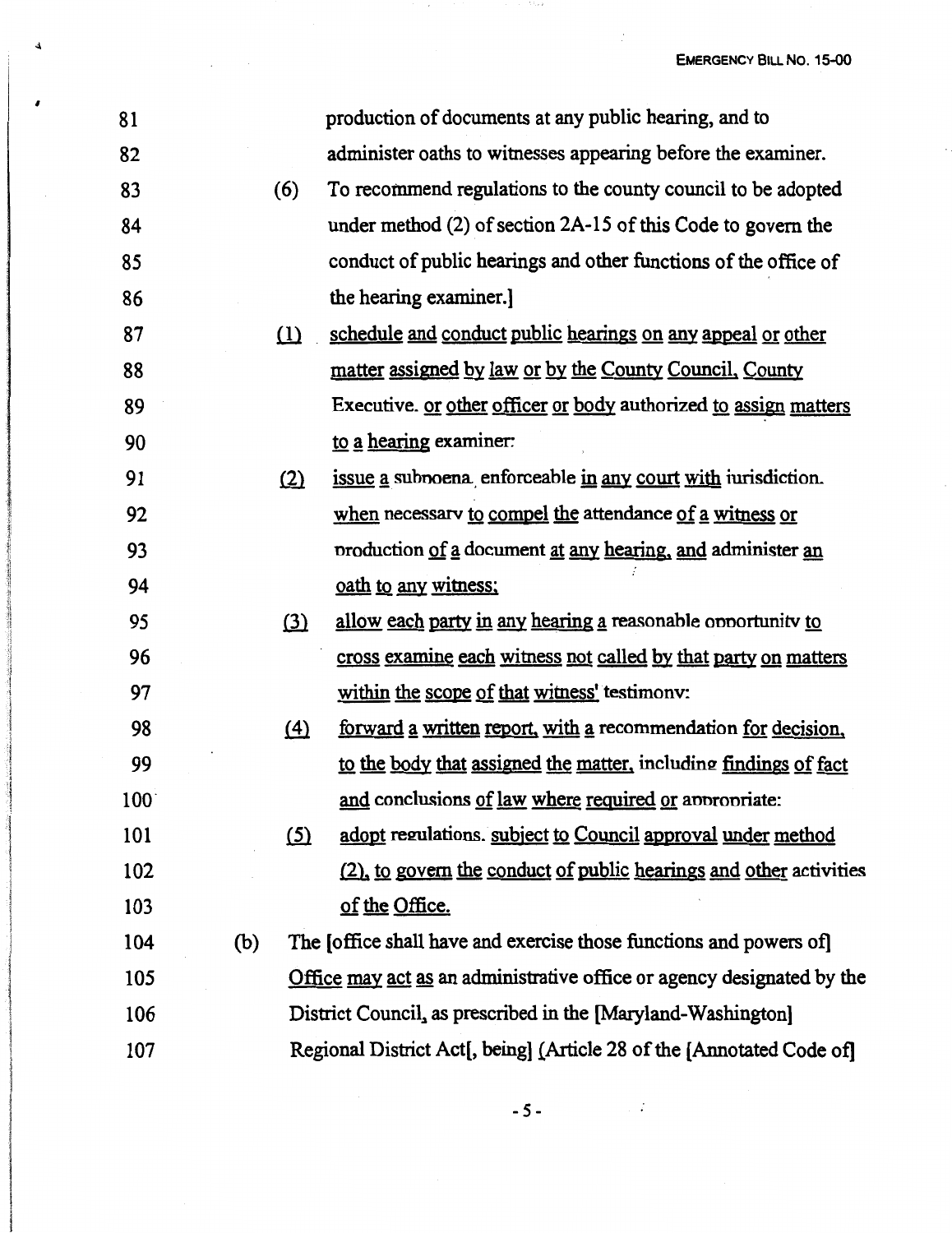81 production of documents at any public hearing, and to
82 administer oaths to witnesses appearing before the examiner.
83 (6) To recommend regulations to the county council to be adopted
84 under method (2) of section 2A-15 of this Code to govern the
85 conduct of public hearings and other functions of the office of
86 the hearing examiner.]
87 (1) schedule and conduct public hearings on any appeal or other
88 matter assigned by law or by the County Council, County
89 Executive, or other officer or body authorized to assign matters
90 to a hearing examiner;
91 (2) issue a subpoena, enforceable in any court with jurisdiction,
92 when necessary to compel the attendance of a witness or
93 production of a document at any hearing, and administer an
94 oath to any witness;
95 (3) allow each party in any hearing a reasonable opportunity to
96 cross examine each witness not called by that party on matters
97 within the scope of that witness' testimony;
98 (4) forward a written report, with a recommendation for decision,
99 to the body that assigned the matter, including findings of fact
100 and conclusions of law where required or appropriate;
101 (5) adopt regulations, subject to Council approval under method
102 (2), to govern the conduct of public hearings and other activities
103 of the Office.
104 (b) The [office shall have and exercise those functions and powers of]
105 Office may act as an administrative office or agency designated by the
106 District Council, as prescribed in the [Maryland-Washington]
107 Regional District Act[, being] (Article 28 of the [Annotated Code of]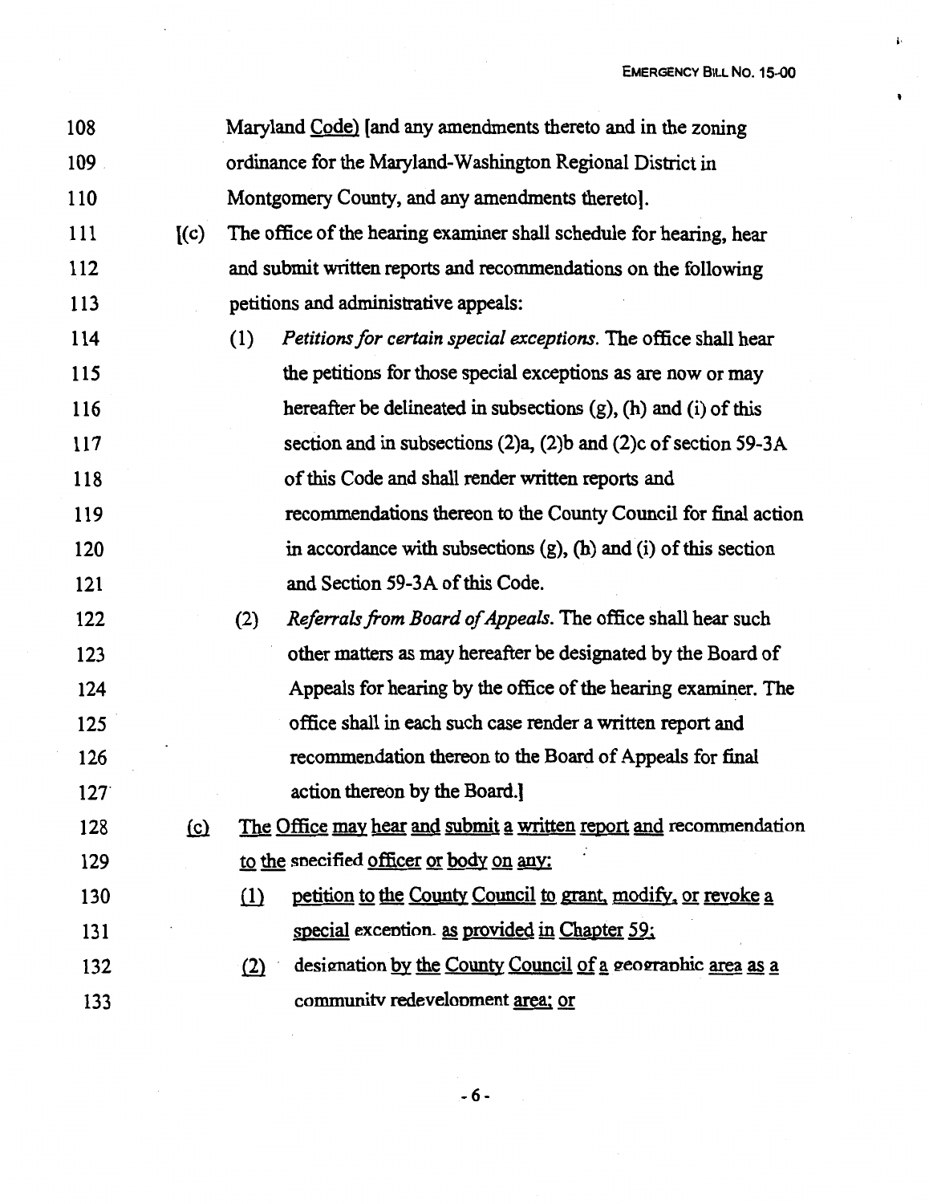108 Maryland Code) [and any amendments thereto and in the zoning
109 ordinance for the Maryland-Washington Regional District in
110 Montgomery County, and any amendments thereto].

111 [(c) The office of the hearing examiner shall schedule for hearing, hear
112 and submit written reports and recommendations on the following
113 petitions and administrative appeals:

114 (1) *Petitions for certain special exceptions.* The office shall hear
115 the petitions for those special exceptions as are now or may
116 hereafter be delineated in subsections (g), (h) and (i) of this
117 section and in subsections (2)a, (2)b and (2)c of section 59-3A
118 of this Code and shall render written reports and
119 recommendations thereon to the County Council for final action
120 in accordance with subsections (g), (h) and (i) of this section
121 and Section 59-3A of this Code.

122 (2) *Referrals from Board of Appeals.* The office shall hear such
123 other matters as may hereafter be designated by the Board of
124 Appeals for hearing by the office of the hearing examiner. The
125 office shall in each such case render a written report and
126 recommendation thereon to the Board of Appeals for final
127 action thereon by the Board.]

128 <u>(c)</u> <u>The Office may hear and submit a written report and</u> recommendation
129 <u>to the</u> specified <u>officer or body on any:</u>

130 <u>(1)</u> <u>petition to the County Council to grant, modify, or revoke a</u>
131 <u>special</u> exception. <u>as provided in Chapter 59;</u>

132 <u>(2)</u> designation <u>by the County Council of a</u> geographic <u>area as a</u>
133 community redevelopment <u>area; or</u>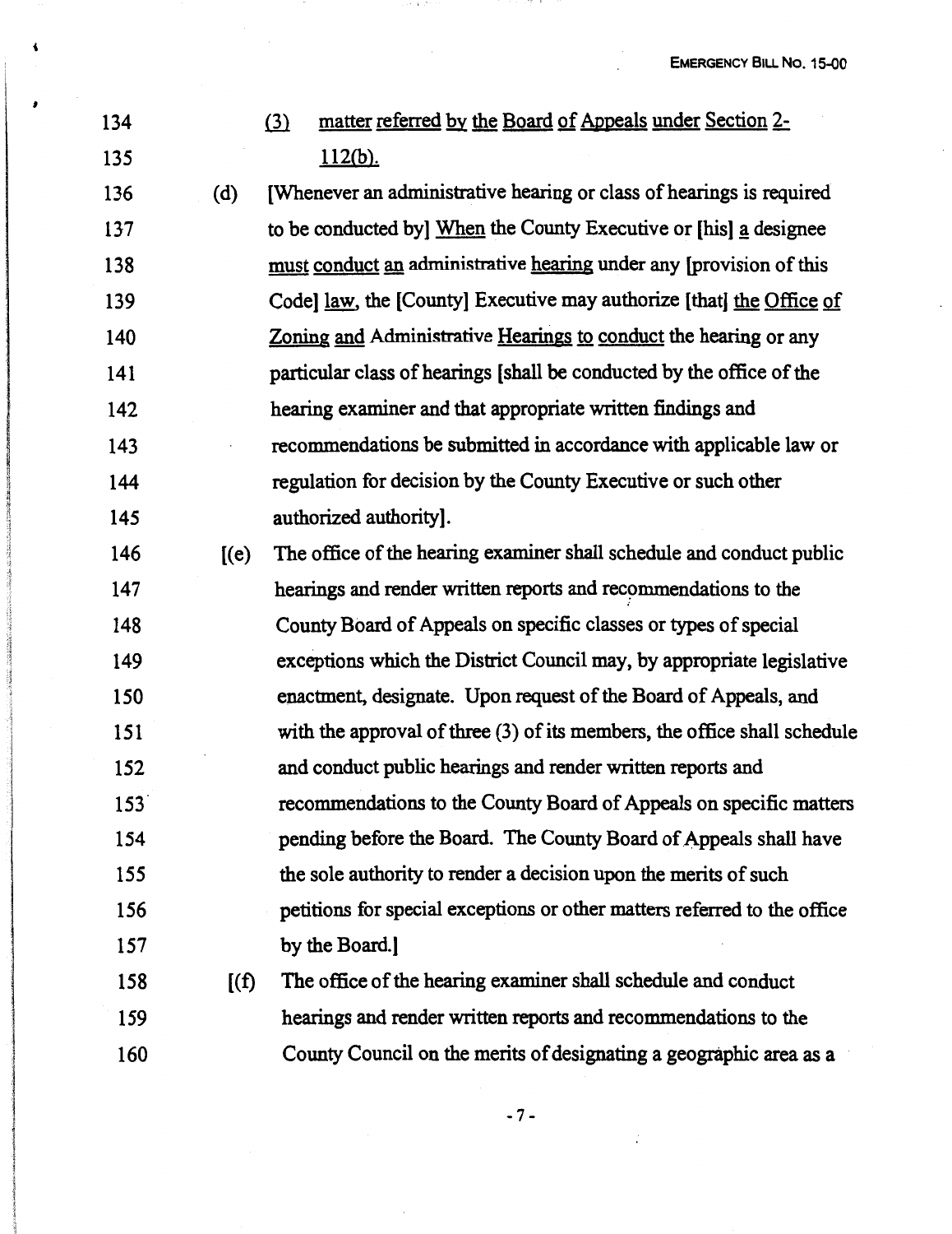134 (3) matter referred by the Board of Appeals under Section 2-
135 112(b).

136 (d) [Whenever an administrative hearing or class of hearings is required
137 to be conducted by] When the County Executive or [his] a designee
138 must conduct an administrative hearing under any [provision of this
139 Code] law, the [County] Executive may authorize [that] the Office of
140 Zoning and Administrative Hearings to conduct the hearing or any
141 particular class of hearings [shall be conducted by the office of the
142 hearing examiner and that appropriate written findings and
143 recommendations be submitted in accordance with applicable law or
144 regulation for decision by the County Executive or such other
145 authorized authority].

146 [(e) The office of the hearing examiner shall schedule and conduct public
147 hearings and render written reports and recommendations to the
148 County Board of Appeals on specific classes or types of special
149 exceptions which the District Council may, by appropriate legislative
150 enactment, designate. Upon request of the Board of Appeals, and
151 with the approval of three (3) of its members, the office shall schedule
152 and conduct public hearings and render written reports and
153 recommendations to the County Board of Appeals on specific matters
154 pending before the Board. The County Board of Appeals shall have
155 the sole authority to render a decision upon the merits of such
156 petitions for special exceptions or other matters referred to the office
157 by the Board.]

158 [(f) The office of the hearing examiner shall schedule and conduct
159 hearings and render written reports and recommendations to the
160 County Council on the merits of designating a geographic area as a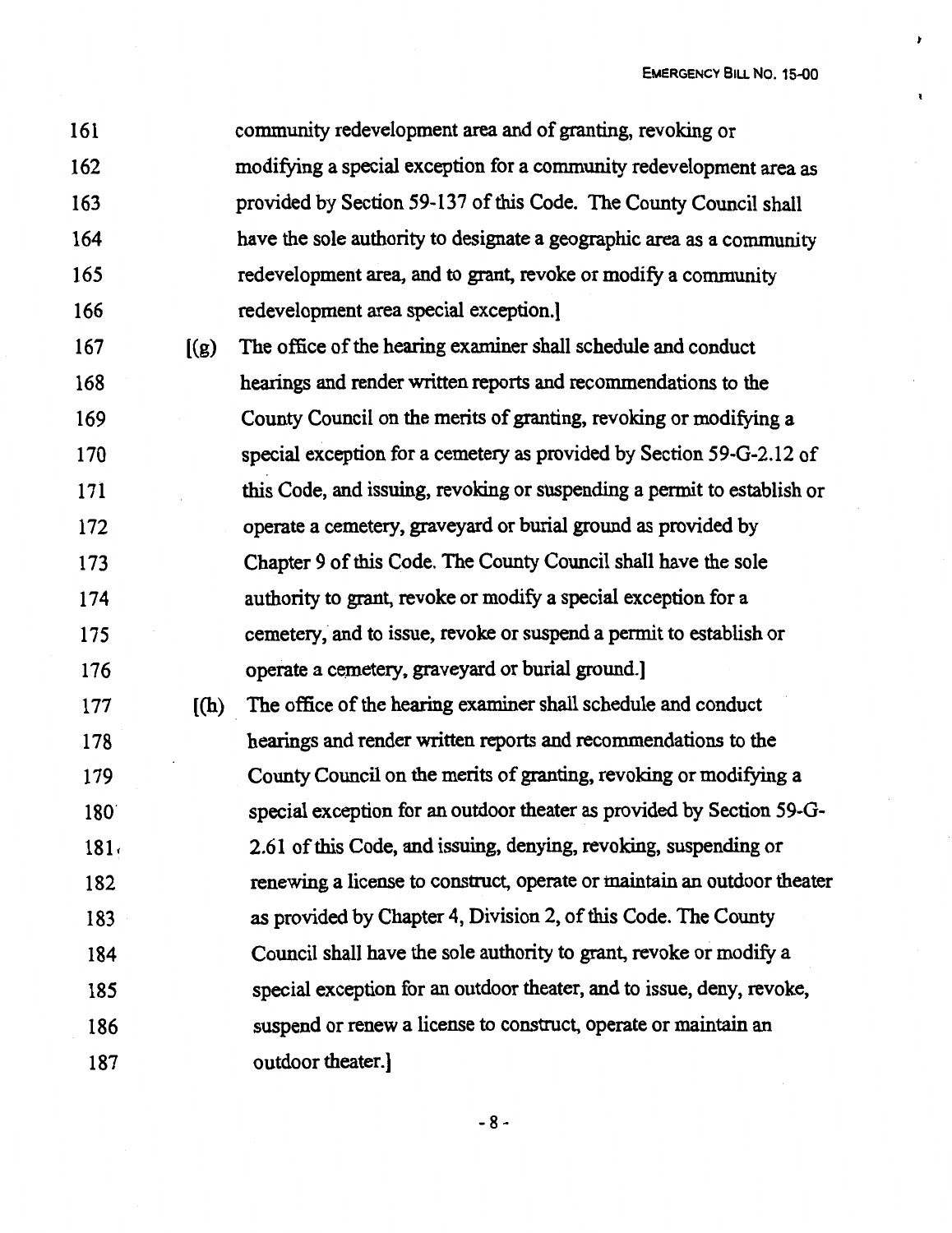161 community redevelopment area and of granting, revoking or
162 modifying a special exception for a community redevelopment area as
163 provided by Section 59-137 of this Code. The County Council shall
164 have the sole authority to designate a geographic area as a community
165 redevelopment area, and to grant, revoke or modify a community
166 redevelopment area special exception.]

167 [(g) The office of the hearing examiner shall schedule and conduct
168 hearings and render written reports and recommendations to the
169 County Council on the merits of granting, revoking or modifying a
170 special exception for a cemetery as provided by Section 59-G-2.12 of
171 this Code, and issuing, revoking or suspending a permit to establish or
172 operate a cemetery, graveyard or burial ground as provided by
173 Chapter 9 of this Code. The County Council shall have the sole
174 authority to grant, revoke or modify a special exception for a
175 cemetery, and to issue, revoke or suspend a permit to establish or
176 operate a cemetery, graveyard or burial ground.]

177 [(h) The office of the hearing examiner shall schedule and conduct
178 hearings and render written reports and recommendations to the
179 County Council on the merits of granting, revoking or modifying a
180 special exception for an outdoor theater as provided by Section 59-G-
181 2.61 of this Code, and issuing, denying, revoking, suspending or
182 renewing a license to construct, operate or maintain an outdoor theater
183 as provided by Chapter 4, Division 2, of this Code. The County
184 Council shall have the sole authority to grant, revoke or modify a
185 special exception for an outdoor theater, and to issue, deny, revoke,
186 suspend or renew a license to construct, operate or maintain an
187 outdoor theater.]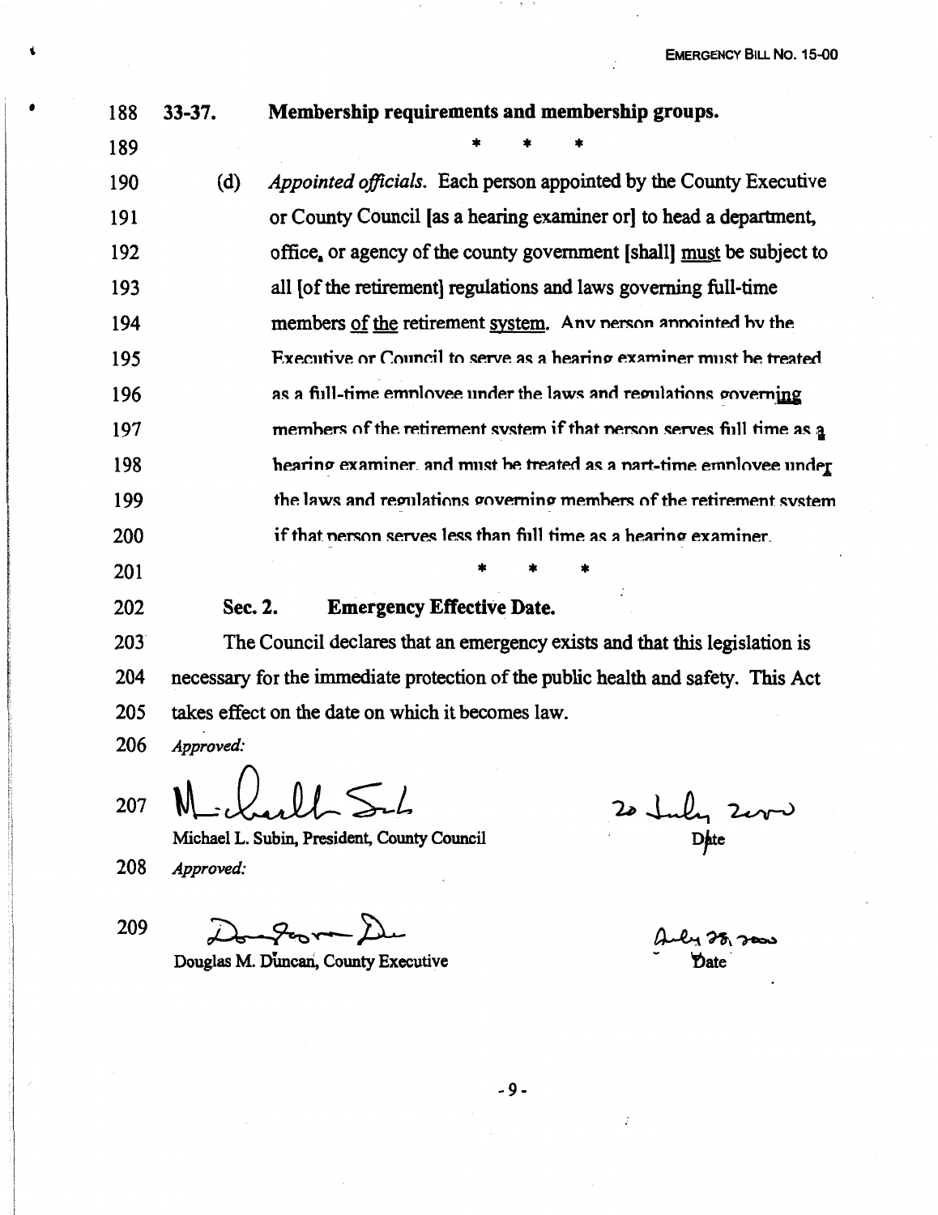188 **33-37. Membership requirements and membership groups.**

189 * * *

190 (d) *Appointed officials.* Each person appointed by the County Executive

191 or County Council [as a hearing examiner or] to head a department,

192 office, or agency of the county government [shall] must be subject to

193 all [of the retirement] regulations and laws governing full-time

194 members of the retirement system. Any person appointed by the

195 Executive or Council to serve as a hearing examiner must be treated

196 as a full-time employee under the laws and regulations governing

197 members of the retirement system if that person serves full time as a

198 hearing examiner, and must be treated as a part-time employee under

199 the laws and regulations governing members of the retirement system

200 if that person serves less than full time as a hearing examiner.

201 * * *

202 **Sec. 2. Emergency Effective Date.**

203 The Council declares that an emergency exists and that this legislation is

204 necessary for the immediate protection of the public health and safety. This Act

205 takes effect on the date on which it becomes law.

206 *Approved:*

207 Michael L. Subin, President, County Council — 20 July 2000 — Date

208 *Approved:*

209 Douglas M. Duncan, County Executive — July 28, 2000 — Date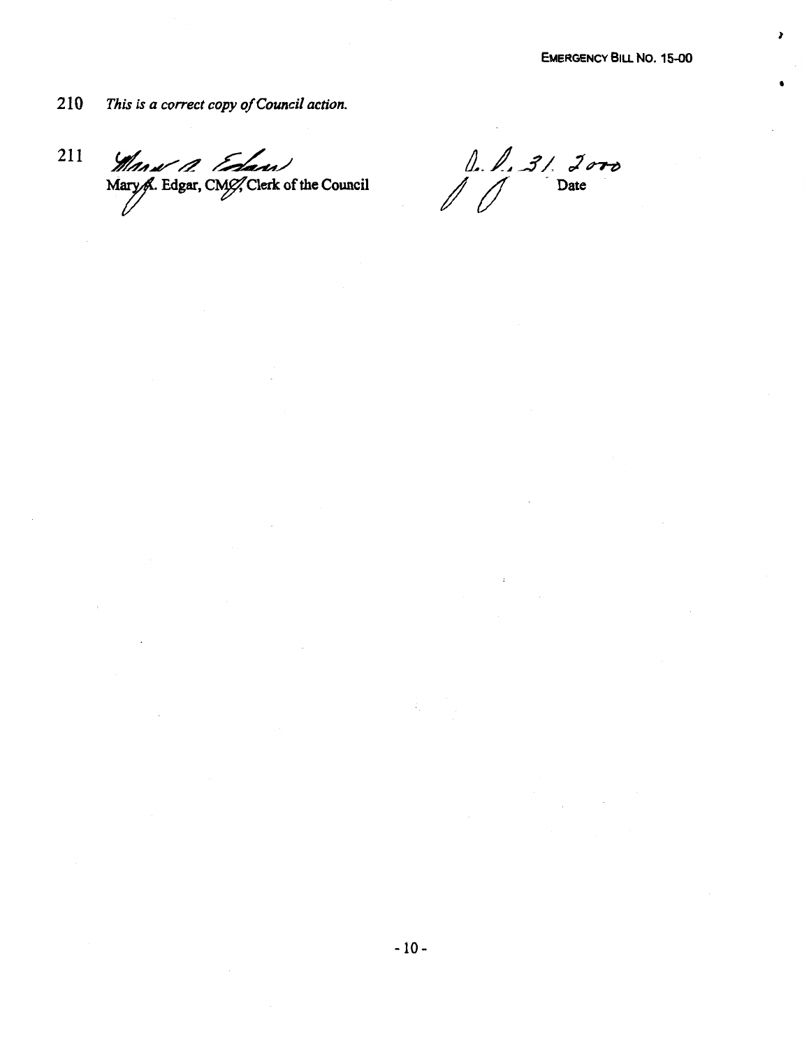210 *This is a correct copy of Council action.*

211 Mary A. Edgar, CMC, Clerk of the Council

Date